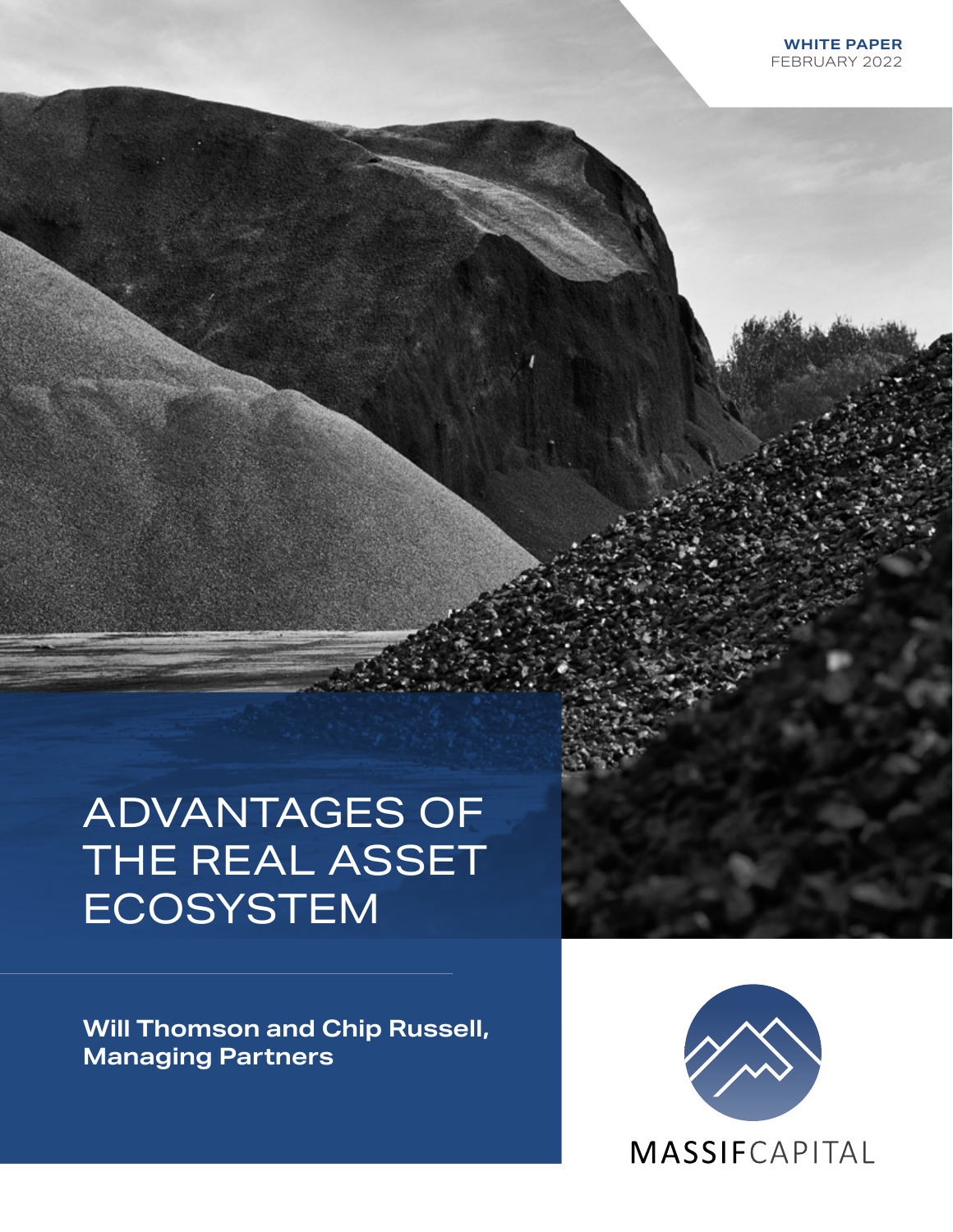**WHITE PAPER**
FEBRUARY 2022

# ADVANTAGES OF THE REAL ASSET ECOSYSTEM

**Will Thomson and Chip Russell, Managing Partners**

MASSIFCAPITAL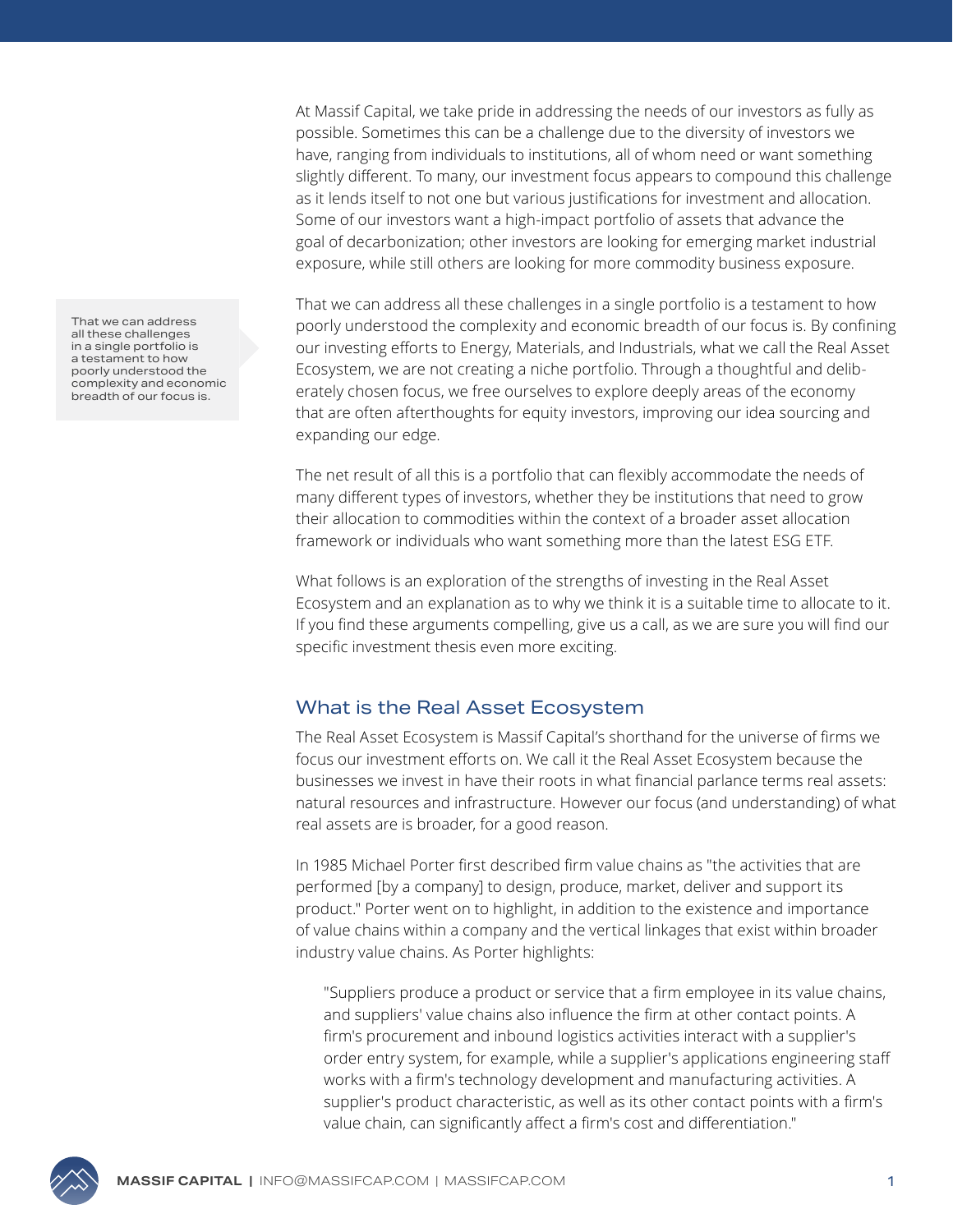At Massif Capital, we take pride in addressing the needs of our investors as fully as possible. Sometimes this can be a challenge due to the diversity of investors we have, ranging from individuals to institutions, all of whom need or want something slightly different. To many, our investment focus appears to compound this challenge as it lends itself to not one but various justifications for investment and allocation. Some of our investors want a high-impact portfolio of assets that advance the goal of decarbonization; other investors are looking for emerging market industrial exposure, while still others are looking for more commodity business exposure.

> That we can address all these challenges in a single portfolio is a testament to how poorly understood the complexity and economic breadth of our focus is.

That we can address all these challenges in a single portfolio is a testament to how poorly understood the complexity and economic breadth of our focus is. By confining our investing efforts to Energy, Materials, and Industrials, what we call the Real Asset Ecosystem, we are not creating a niche portfolio. Through a thoughtful and deliberately chosen focus, we free ourselves to explore deeply areas of the economy that are often afterthoughts for equity investors, improving our idea sourcing and expanding our edge.

The net result of all this is a portfolio that can flexibly accommodate the needs of many different types of investors, whether they be institutions that need to grow their allocation to commodities within the context of a broader asset allocation framework or individuals who want something more than the latest ESG ETF.

What follows is an exploration of the strengths of investing in the Real Asset Ecosystem and an explanation as to why we think it is a suitable time to allocate to it. If you find these arguments compelling, give us a call, as we are sure you will find our specific investment thesis even more exciting.

## What is the Real Asset Ecosystem

The Real Asset Ecosystem is Massif Capital's shorthand for the universe of firms we focus our investment efforts on. We call it the Real Asset Ecosystem because the businesses we invest in have their roots in what financial parlance terms real assets: natural resources and infrastructure. However our focus (and understanding) of what real assets are is broader, for a good reason.

In 1985 Michael Porter first described firm value chains as "the activities that are performed [by a company] to design, produce, market, deliver and support its product." Porter went on to highlight, in addition to the existence and importance of value chains within a company and the vertical linkages that exist within broader industry value chains. As Porter highlights:

> "Suppliers produce a product or service that a firm employee in its value chains, and suppliers' value chains also influence the firm at other contact points. A firm's procurement and inbound logistics activities interact with a supplier's order entry system, for example, while a supplier's applications engineering staff works with a firm's technology development and manufacturing activities. A supplier's product characteristic, as well as its other contact points with a firm's value chain, can significantly affect a firm's cost and differentiation."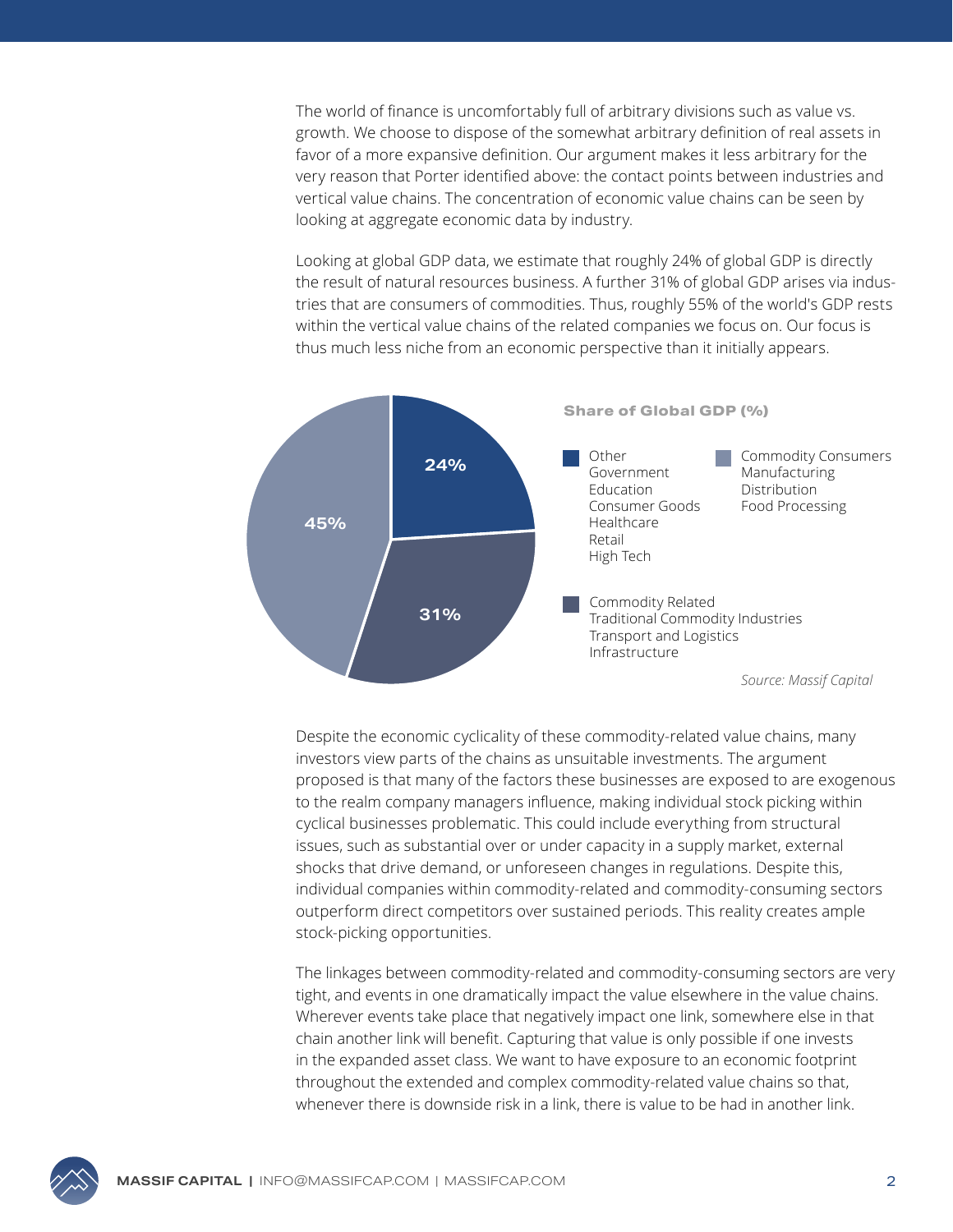The world of finance is uncomfortably full of arbitrary divisions such as value vs. growth. We choose to dispose of the somewhat arbitrary definition of real assets in favor of a more expansive definition. Our argument makes it less arbitrary for the very reason that Porter identified above: the contact points between industries and vertical value chains. The concentration of economic value chains can be seen by looking at aggregate economic data by industry.

Looking at global GDP data, we estimate that roughly 24% of global GDP is directly the result of natural resources business. A further 31% of global GDP arises via industries that are consumers of commodities. Thus, roughly 55% of the world's GDP rests within the vertical value chains of the related companies we focus on. Our focus is thus much less niche from an economic perspective than it initially appears.

**Share of Global GDP (%)**

- 24%
- 31%
- 45%

Other: Government, Education, Consumer Goods, Healthcare, Retail, High Tech

Commodity Consumers: Manufacturing, Distribution, Food Processing

Commodity Related: Traditional Commodity Industries, Transport and Logistics, Infrastructure

*Source: Massif Capital*

Despite the economic cyclicality of these commodity-related value chains, many investors view parts of the chains as unsuitable investments. The argument proposed is that many of the factors these businesses are exposed to are exogenous to the realm company managers influence, making individual stock picking within cyclical businesses problematic. This could include everything from structural issues, such as substantial over or under capacity in a supply market, external shocks that drive demand, or unforeseen changes in regulations. Despite this, individual companies within commodity-related and commodity-consuming sectors outperform direct competitors over sustained periods. This reality creates ample stock-picking opportunities.

The linkages between commodity-related and commodity-consuming sectors are very tight, and events in one dramatically impact the value elsewhere in the value chains. Wherever events take place that negatively impact one link, somewhere else in that chain another link will benefit. Capturing that value is only possible if one invests in the expanded asset class. We want to have exposure to an economic footprint throughout the extended and complex commodity-related value chains so that, whenever there is downside risk in a link, there is value to be had in another link.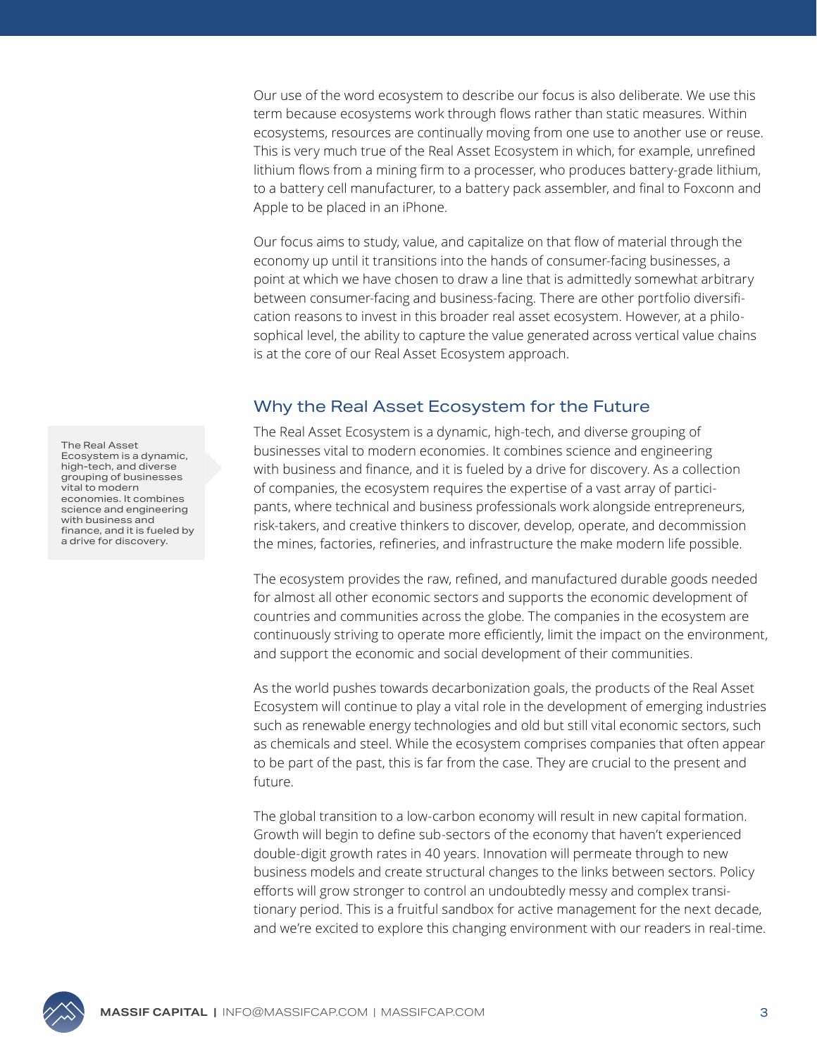Our use of the word ecosystem to describe our focus is also deliberate. We use this term because ecosystems work through flows rather than static measures. Within ecosystems, resources are continually moving from one use to another use or reuse. This is very much true of the Real Asset Ecosystem in which, for example, unrefined lithium flows from a mining firm to a processer, who produces battery-grade lithium, to a battery cell manufacturer, to a battery pack assembler, and final to Foxconn and Apple to be placed in an iPhone.

Our focus aims to study, value, and capitalize on that flow of material through the economy up until it transitions into the hands of consumer-facing businesses, a point at which we have chosen to draw a line that is admittedly somewhat arbitrary between consumer-facing and business-facing. There are other portfolio diversification reasons to invest in this broader real asset ecosystem. However, at a philosophical level, the ability to capture the value generated across vertical value chains is at the core of our Real Asset Ecosystem approach.

## Why the Real Asset Ecosystem for the Future

> The Real Asset Ecosystem is a dynamic, high-tech, and diverse grouping of businesses vital to modern economies. It combines science and engineering with business and finance, and it is fueled by a drive for discovery.

The Real Asset Ecosystem is a dynamic, high-tech, and diverse grouping of businesses vital to modern economies. It combines science and engineering with business and finance, and it is fueled by a drive for discovery. As a collection of companies, the ecosystem requires the expertise of a vast array of participants, where technical and business professionals work alongside entrepreneurs, risk-takers, and creative thinkers to discover, develop, operate, and decommission the mines, factories, refineries, and infrastructure the make modern life possible.

The ecosystem provides the raw, refined, and manufactured durable goods needed for almost all other economic sectors and supports the economic development of countries and communities across the globe. The companies in the ecosystem are continuously striving to operate more efficiently, limit the impact on the environment, and support the economic and social development of their communities.

As the world pushes towards decarbonization goals, the products of the Real Asset Ecosystem will continue to play a vital role in the development of emerging industries such as renewable energy technologies and old but still vital economic sectors, such as chemicals and steel. While the ecosystem comprises companies that often appear to be part of the past, this is far from the case. They are crucial to the present and future.

The global transition to a low-carbon economy will result in new capital formation. Growth will begin to define sub-sectors of the economy that haven't experienced double-digit growth rates in 40 years. Innovation will permeate through to new business models and create structural changes to the links between sectors. Policy efforts will grow stronger to control an undoubtedly messy and complex transitionary period. This is a fruitful sandbox for active management for the next decade, and we're excited to explore this changing environment with our readers in real-time.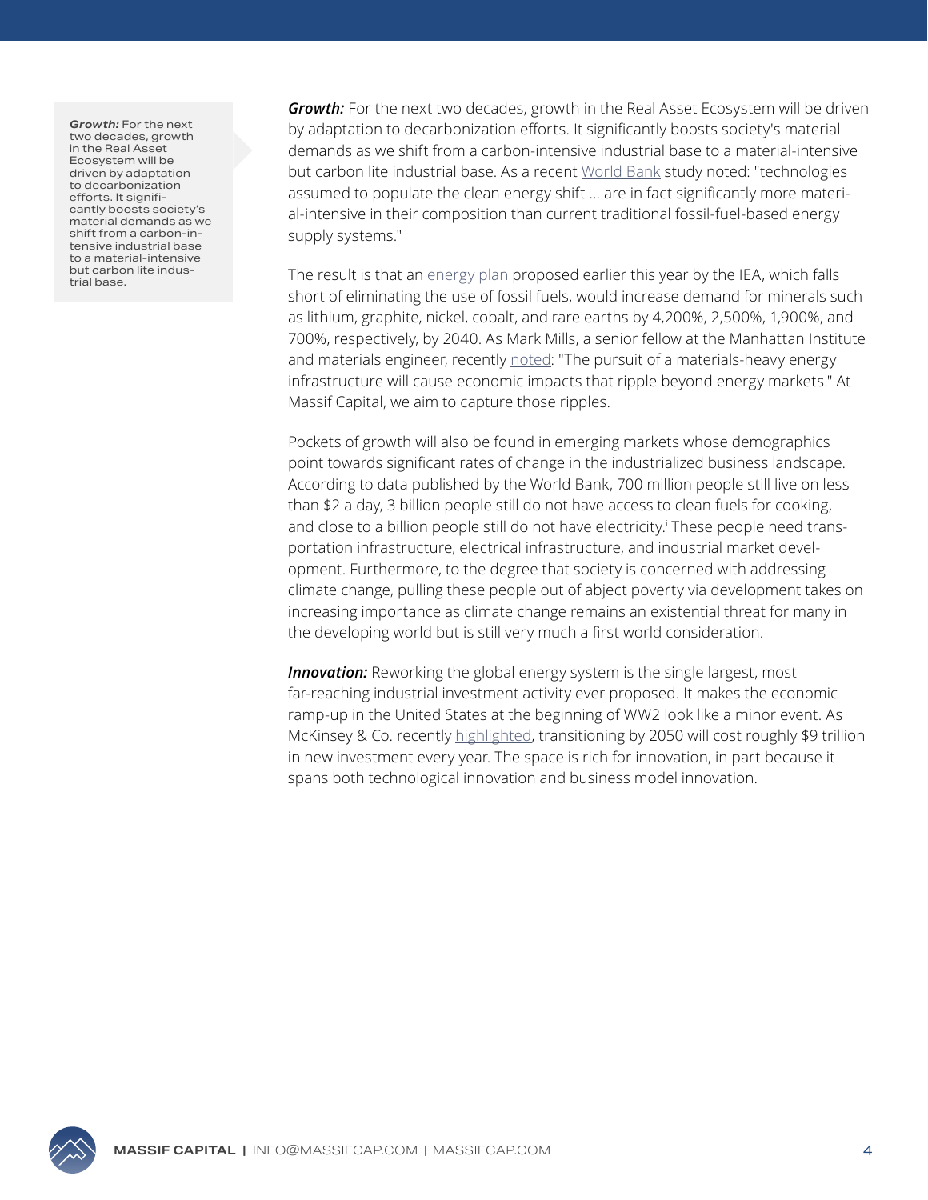> ***Growth:*** For the next two decades, growth in the Real Asset Ecosystem will be driven by adaptation to decarbonization efforts. It significantly boosts society's material demands as we shift from a carbon-intensive industrial base to a material-intensive but carbon lite industrial base.

***Growth:*** For the next two decades, growth in the Real Asset Ecosystem will be driven by adaptation to decarbonization efforts. It significantly boosts society's material demands as we shift from a carbon-intensive industrial base to a material-intensive but carbon lite industrial base. As a recent World Bank study noted: "technologies assumed to populate the clean energy shift ... are in fact significantly more material-intensive in their composition than current traditional fossil-fuel-based energy supply systems."

The result is that an energy plan proposed earlier this year by the IEA, which falls short of eliminating the use of fossil fuels, would increase demand for minerals such as lithium, graphite, nickel, cobalt, and rare earths by 4,200%, 2,500%, 1,900%, and 700%, respectively, by 2040. As Mark Mills, a senior fellow at the Manhattan Institute and materials engineer, recently noted: "The pursuit of a materials-heavy energy infrastructure will cause economic impacts that ripple beyond energy markets." At Massif Capital, we aim to capture those ripples.

Pockets of growth will also be found in emerging markets whose demographics point towards significant rates of change in the industrialized business landscape. According to data published by the World Bank, 700 million people still live on less than $2 a day, 3 billion people still do not have access to clean fuels for cooking, and close to a billion people still do not have electricity.[i] These people need transportation infrastructure, electrical infrastructure, and industrial market development. Furthermore, to the degree that society is concerned with addressing climate change, pulling these people out of abject poverty via development takes on increasing importance as climate change remains an existential threat for many in the developing world but is still very much a first world consideration.

***Innovation:*** Reworking the global energy system is the single largest, most far-reaching industrial investment activity ever proposed. It makes the economic ramp-up in the United States at the beginning of WW2 look like a minor event. As McKinsey & Co. recently highlighted, transitioning by 2050 will cost roughly $9 trillion in new investment every year. The space is rich for innovation, in part because it spans both technological innovation and business model innovation.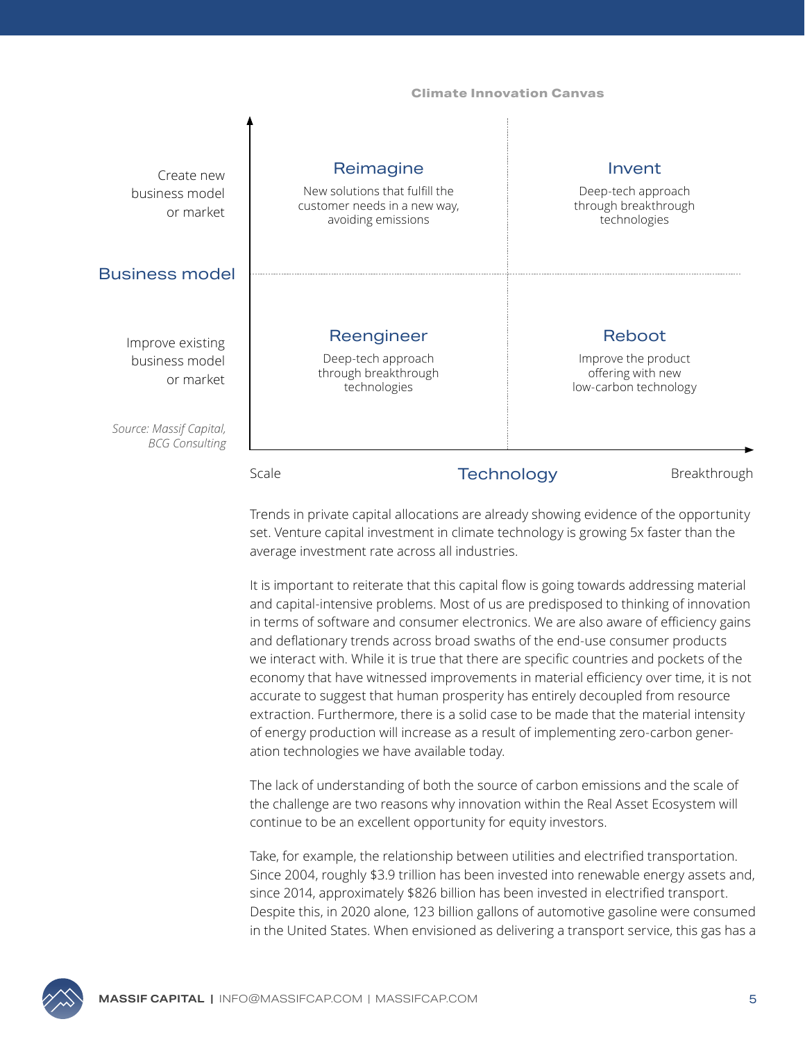**Climate Innovation Canvas**

| Business model | Scale | Breakthrough |
|---|---|---|
| Create new business model or market | **Reimagine**<br>New solutions that fulfill the customer needs in a new way, avoiding emissions | **Invent**<br>Deep-tech approach through breakthrough technologies |
| Improve existing business model or market | **Reengineer**<br>Deep-tech approach through breakthrough technologies | **Reboot**<br>Improve the product offering with new low-carbon technology |

Technology

*Source: Massif Capital, BCG Consulting*

Trends in private capital allocations are already showing evidence of the opportunity set. Venture capital investment in climate technology is growing 5x faster than the average investment rate across all industries.

It is important to reiterate that this capital flow is going towards addressing material and capital-intensive problems. Most of us are predisposed to thinking of innovation in terms of software and consumer electronics. We are also aware of efficiency gains and deflationary trends across broad swaths of the end-use consumer products we interact with. While it is true that there are specific countries and pockets of the economy that have witnessed improvements in material efficiency over time, it is not accurate to suggest that human prosperity has entirely decoupled from resource extraction. Furthermore, there is a solid case to be made that the material intensity of energy production will increase as a result of implementing zero-carbon generation technologies we have available today.

The lack of understanding of both the source of carbon emissions and the scale of the challenge are two reasons why innovation within the Real Asset Ecosystem will continue to be an excellent opportunity for equity investors.

Take, for example, the relationship between utilities and electrified transportation. Since 2004, roughly $3.9 trillion has been invested into renewable energy assets and, since 2014, approximately $826 billion has been invested in electrified transport. Despite this, in 2020 alone, 123 billion gallons of automotive gasoline were consumed in the United States. When envisioned as delivering a transport service, this gas has a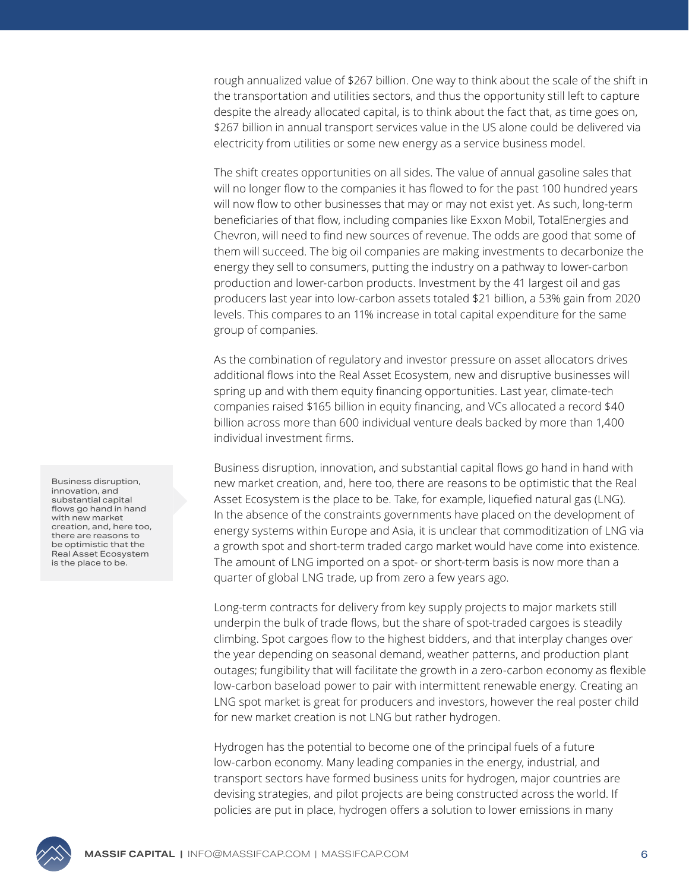rough annualized value of $267 billion. One way to think about the scale of the shift in the transportation and utilities sectors, and thus the opportunity still left to capture despite the already allocated capital, is to think about the fact that, as time goes on, $267 billion in annual transport services value in the US alone could be delivered via electricity from utilities or some new energy as a service business model.

The shift creates opportunities on all sides. The value of annual gasoline sales that will no longer flow to the companies it has flowed to for the past 100 hundred years will now flow to other businesses that may or may not exist yet. As such, long-term beneficiaries of that flow, including companies like Exxon Mobil, TotalEnergies and Chevron, will need to find new sources of revenue. The odds are good that some of them will succeed. The big oil companies are making investments to decarbonize the energy they sell to consumers, putting the industry on a pathway to lower-carbon production and lower-carbon products. Investment by the 41 largest oil and gas producers last year into low-carbon assets totaled $21 billion, a 53% gain from 2020 levels. This compares to an 11% increase in total capital expenditure for the same group of companies.

As the combination of regulatory and investor pressure on asset allocators drives additional flows into the Real Asset Ecosystem, new and disruptive businesses will spring up and with them equity financing opportunities. Last year, climate-tech companies raised $165 billion in equity financing, and VCs allocated a record $40 billion across more than 600 individual venture deals backed by more than 1,400 individual investment firms.

> Business disruption, innovation, and substantial capital flows go hand in hand with new market creation, and, here too, there are reasons to be optimistic that the Real Asset Ecosystem is the place to be.

Business disruption, innovation, and substantial capital flows go hand in hand with new market creation, and, here too, there are reasons to be optimistic that the Real Asset Ecosystem is the place to be. Take, for example, liquefied natural gas (LNG). In the absence of the constraints governments have placed on the development of energy systems within Europe and Asia, it is unclear that commoditization of LNG via a growth spot and short-term traded cargo market would have come into existence. The amount of LNG imported on a spot- or short-term basis is now more than a quarter of global LNG trade, up from zero a few years ago.

Long-term contracts for delivery from key supply projects to major markets still underpin the bulk of trade flows, but the share of spot-traded cargoes is steadily climbing. Spot cargoes flow to the highest bidders, and that interplay changes over the year depending on seasonal demand, weather patterns, and production plant outages; fungibility that will facilitate the growth in a zero-carbon economy as flexible low-carbon baseload power to pair with intermittent renewable energy. Creating an LNG spot market is great for producers and investors, however the real poster child for new market creation is not LNG but rather hydrogen.

Hydrogen has the potential to become one of the principal fuels of a future low-carbon economy. Many leading companies in the energy, industrial, and transport sectors have formed business units for hydrogen, major countries are devising strategies, and pilot projects are being constructed across the world. If policies are put in place, hydrogen offers a solution to lower emissions in many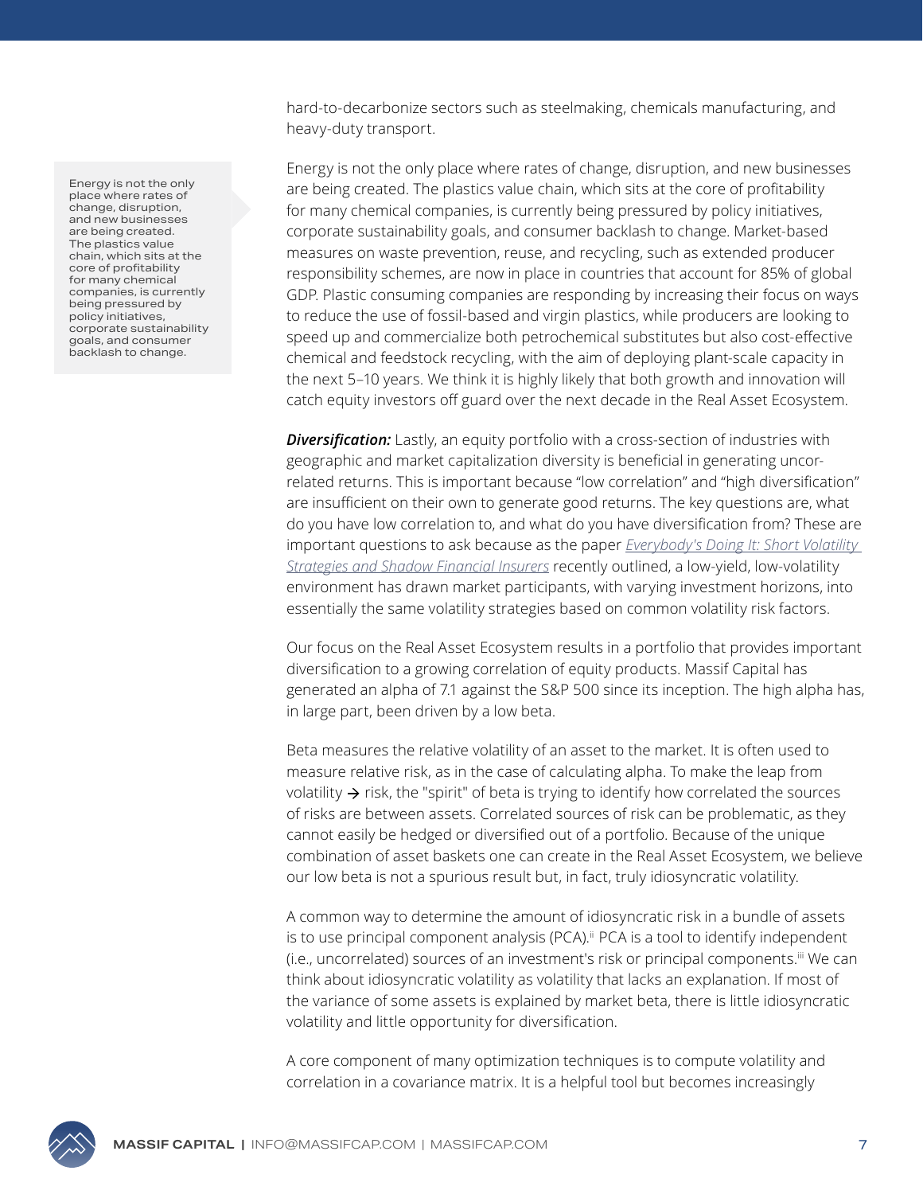hard-to-decarbonize sectors such as steelmaking, chemicals manufacturing, and heavy-duty transport.

> Energy is not the only place where rates of change, disruption, and new businesses are being created. The plastics value chain, which sits at the core of profitability for many chemical companies, is currently being pressured by policy initiatives, corporate sustainability goals, and consumer backlash to change.

Energy is not the only place where rates of change, disruption, and new businesses are being created. The plastics value chain, which sits at the core of profitability for many chemical companies, is currently being pressured by policy initiatives, corporate sustainability goals, and consumer backlash to change. Market-based measures on waste prevention, reuse, and recycling, such as extended producer responsibility schemes, are now in place in countries that account for 85% of global GDP. Plastic consuming companies are responding by increasing their focus on ways to reduce the use of fossil-based and virgin plastics, while producers are looking to speed up and commercialize both petrochemical substitutes but also cost-effective chemical and feedstock recycling, with the aim of deploying plant-scale capacity in the next 5–10 years. We think it is highly likely that both growth and innovation will catch equity investors off guard over the next decade in the Real Asset Ecosystem.

***Diversification:*** Lastly, an equity portfolio with a cross-section of industries with geographic and market capitalization diversity is beneficial in generating uncorrelated returns. This is important because "low correlation" and "high diversification" are insufficient on their own to generate good returns. The key questions are, what do you have low correlation to, and what do you have diversification from? These are important questions to ask because as the paper *Everybody's Doing It: Short Volatility Strategies and Shadow Financial Insurers* recently outlined, a low-yield, low-volatility environment has drawn market participants, with varying investment horizons, into essentially the same volatility strategies based on common volatility risk factors.

Our focus on the Real Asset Ecosystem results in a portfolio that provides important diversification to a growing correlation of equity products. Massif Capital has generated an alpha of 7.1 against the S&P 500 since its inception. The high alpha has, in large part, been driven by a low beta.

Beta measures the relative volatility of an asset to the market. It is often used to measure relative risk, as in the case of calculating alpha. To make the leap from volatility → risk, the "spirit" of beta is trying to identify how correlated the sources of risks are between assets. Correlated sources of risk can be problematic, as they cannot easily be hedged or diversified out of a portfolio. Because of the unique combination of asset baskets one can create in the Real Asset Ecosystem, we believe our low beta is not a spurious result but, in fact, truly idiosyncratic volatility.

A common way to determine the amount of idiosyncratic risk in a bundle of assets is to use principal component analysis (PCA).[ii] PCA is a tool to identify independent (i.e., uncorrelated) sources of an investment's risk or principal components.[iii] We can think about idiosyncratic volatility as volatility that lacks an explanation. If most of the variance of some assets is explained by market beta, there is little idiosyncratic volatility and little opportunity for diversification.

A core component of many optimization techniques is to compute volatility and correlation in a covariance matrix. It is a helpful tool but becomes increasingly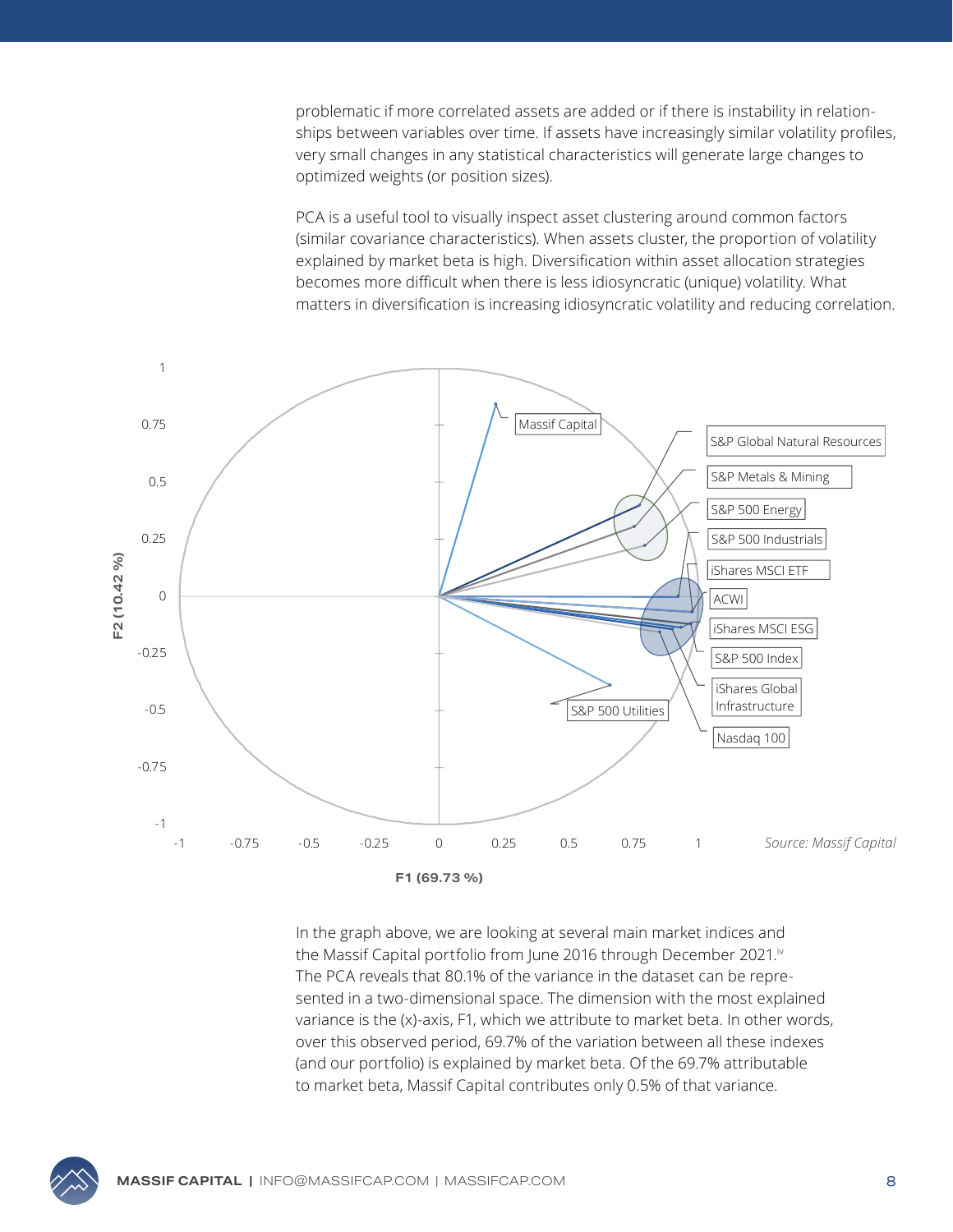problematic if more correlated assets are added or if there is instability in relationships between variables over time. If assets have increasingly similar volatility profiles, very small changes in any statistical characteristics will generate large changes to optimized weights (or position sizes).

PCA is a useful tool to visually inspect asset clustering around common factors (similar covariance characteristics). When assets cluster, the proportion of volatility explained by market beta is high. Diversification within asset allocation strategies becomes more difficult when there is less idiosyncratic (unique) volatility. What matters in diversification is increasing idiosyncratic volatility and reducing correlation.

Source: Massif Capital

In the graph above, we are looking at several main market indices and the Massif Capital portfolio from June 2016 through December 2021.[iv] The PCA reveals that 80.1% of the variance in the dataset can be represented in a two-dimensional space. The dimension with the most explained variance is the (x)-axis, F1, which we attribute to market beta. In other words, over this observed period, 69.7% of the variation between all these indexes (and our portfolio) is explained by market beta. Of the 69.7% attributable to market beta, Massif Capital contributes only 0.5% of that variance.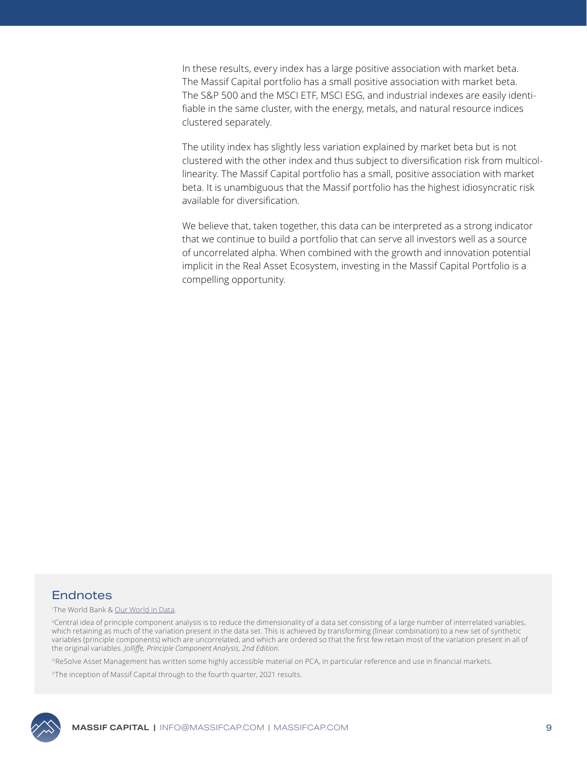In these results, every index has a large positive association with market beta. The Massif Capital portfolio has a small positive association with market beta. The S&P 500 and the MSCI ETF, MSCI ESG, and industrial indexes are easily identifiable in the same cluster, with the energy, metals, and natural resource indices clustered separately.

The utility index has slightly less variation explained by market beta but is not clustered with the other index and thus subject to diversification risk from multicollinearity. The Massif Capital portfolio has a small, positive association with market beta. It is unambiguous that the Massif portfolio has the highest idiosyncratic risk available for diversification.

We believe that, taken together, this data can be interpreted as a strong indicator that we continue to build a portfolio that can serve all investors well as a source of uncorrelated alpha. When combined with the growth and innovation potential implicit in the Real Asset Ecosystem, investing in the Massif Capital Portfolio is a compelling opportunity.

## Endnotes

[i] The World Bank & Our World in Data.

[ii] Central idea of principle component analysis is to reduce the dimensionality of a data set consisting of a large number of interrelated variables, which retaining as much of the variation present in the data set. This is achieved by transforming (linear combination) to a new set of synthetic variables (principle components) which are uncorrelated, and which are ordered so that the first few retain most of the variation present in all of the original variables. *Jolliffe, Principle Component Analysis, 2nd Edition.*

[iii] ReSolve Asset Management has written some highly accessible material on PCA, in particular reference and use in financial markets.

[iv] The inception of Massif Capital through to the fourth quarter, 2021 results.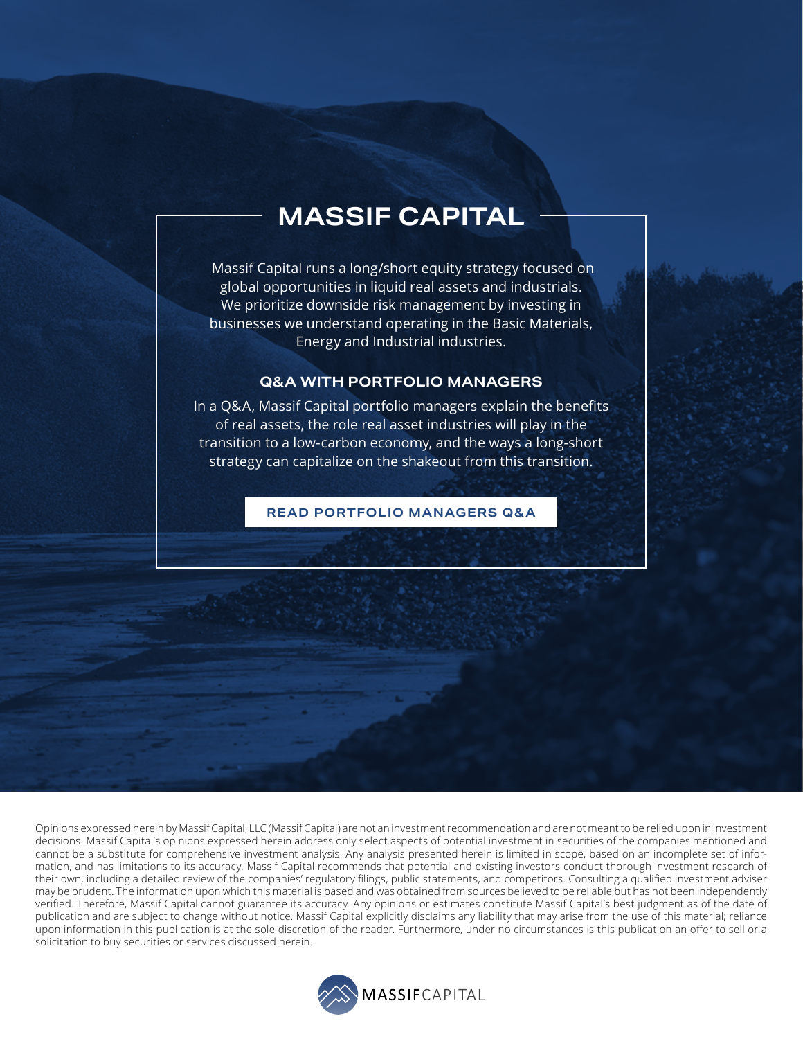# MASSIF CAPITAL

Massif Capital runs a long/short equity strategy focused on global opportunities in liquid real assets and industrials. We prioritize downside risk management by investing in businesses we understand operating in the Basic Materials, Energy and Industrial industries.

## Q&A WITH PORTFOLIO MANAGERS

In a Q&A, Massif Capital portfolio managers explain the benefits of real assets, the role real asset industries will play in the transition to a low-carbon economy, and the ways a long-short strategy can capitalize on the shakeout from this transition.

**READ PORTFOLIO MANAGERS Q&A**

Opinions expressed herein by Massif Capital, LLC (Massif Capital) are not an investment recommendation and are not meant to be relied upon in investment decisions. Massif Capital's opinions expressed herein address only select aspects of potential investment in securities of the companies mentioned and cannot be a substitute for comprehensive investment analysis. Any analysis presented herein is limited in scope, based on an incomplete set of information, and has limitations to its accuracy. Massif Capital recommends that potential and existing investors conduct thorough investment research of their own, including a detailed review of the companies' regulatory filings, public statements, and competitors. Consulting a qualified investment adviser may be prudent. The information upon which this material is based and was obtained from sources believed to be reliable but has not been independently verified. Therefore, Massif Capital cannot guarantee its accuracy. Any opinions or estimates constitute Massif Capital's best judgment as of the date of publication and are subject to change without notice. Massif Capital explicitly disclaims any liability that may arise from the use of this material; reliance upon information in this publication is at the sole discretion of the reader. Furthermore, under no circumstances is this publication an offer to sell or a solicitation to buy securities or services discussed herein.

MASSIFCAPITAL